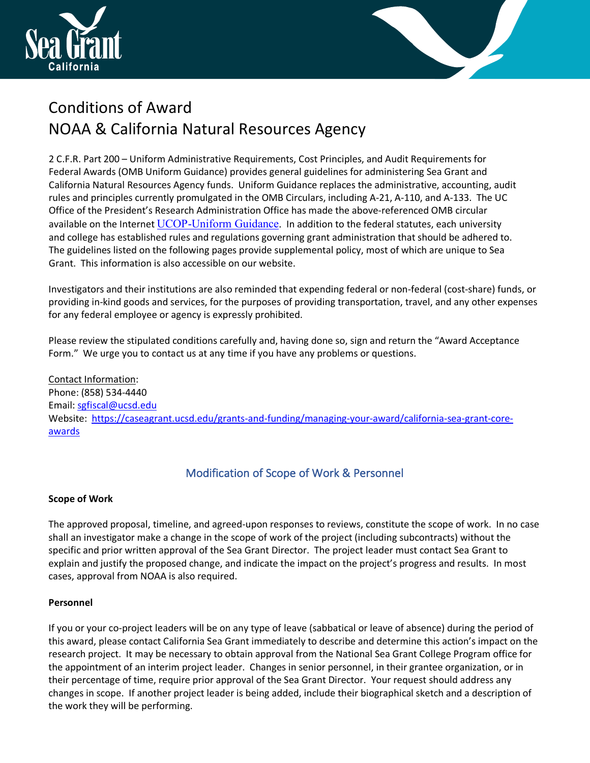# Conditions of Award
# NOAA & California Natural Resources Agency

2 C.F.R. Part 200 – Uniform Administrative Requirements, Cost Principles, and Audit Requirements for Federal Awards (OMB Uniform Guidance) provides general guidelines for administering Sea Grant and California Natural Resources Agency funds. Uniform Guidance replaces the administrative, accounting, audit rules and principles currently promulgated in the OMB Circulars, including A-21, A-110, and A-133. The UC Office of the President's Research Administration Office has made the above-referenced OMB circular available on the Internet UCOP-Uniform Guidance. In addition to the federal statutes, each university and college has established rules and regulations governing grant administration that should be adhered to. The guidelines listed on the following pages provide supplemental policy, most of which are unique to Sea Grant. This information is also accessible on our website.

Investigators and their institutions are also reminded that expending federal or non-federal (cost-share) funds, or providing in-kind goods and services, for the purposes of providing transportation, travel, and any other expenses for any federal employee or agency is expressly prohibited.

Please review the stipulated conditions carefully and, having done so, sign and return the "Award Acceptance Form." We urge you to contact us at any time if you have any problems or questions.

Contact Information:
Phone: (858) 534-4440
Email: sgfiscal@ucsd.edu
Website: https://caseagrant.ucsd.edu/grants-and-funding/managing-your-award/california-sea-grant-core-awards

## Modification of Scope of Work & Personnel

### Scope of Work

The approved proposal, timeline, and agreed-upon responses to reviews, constitute the scope of work. In no case shall an investigator make a change in the scope of work of the project (including subcontracts) without the specific and prior written approval of the Sea Grant Director. The project leader must contact Sea Grant to explain and justify the proposed change, and indicate the impact on the project's progress and results. In most cases, approval from NOAA is also required.

### Personnel

If you or your co-project leaders will be on any type of leave (sabbatical or leave of absence) during the period of this award, please contact California Sea Grant immediately to describe and determine this action's impact on the research project. It may be necessary to obtain approval from the National Sea Grant College Program office for the appointment of an interim project leader. Changes in senior personnel, in their grantee organization, or in their percentage of time, require prior approval of the Sea Grant Director. Your request should address any changes in scope. If another project leader is being added, include their biographical sketch and a description of the work they will be performing.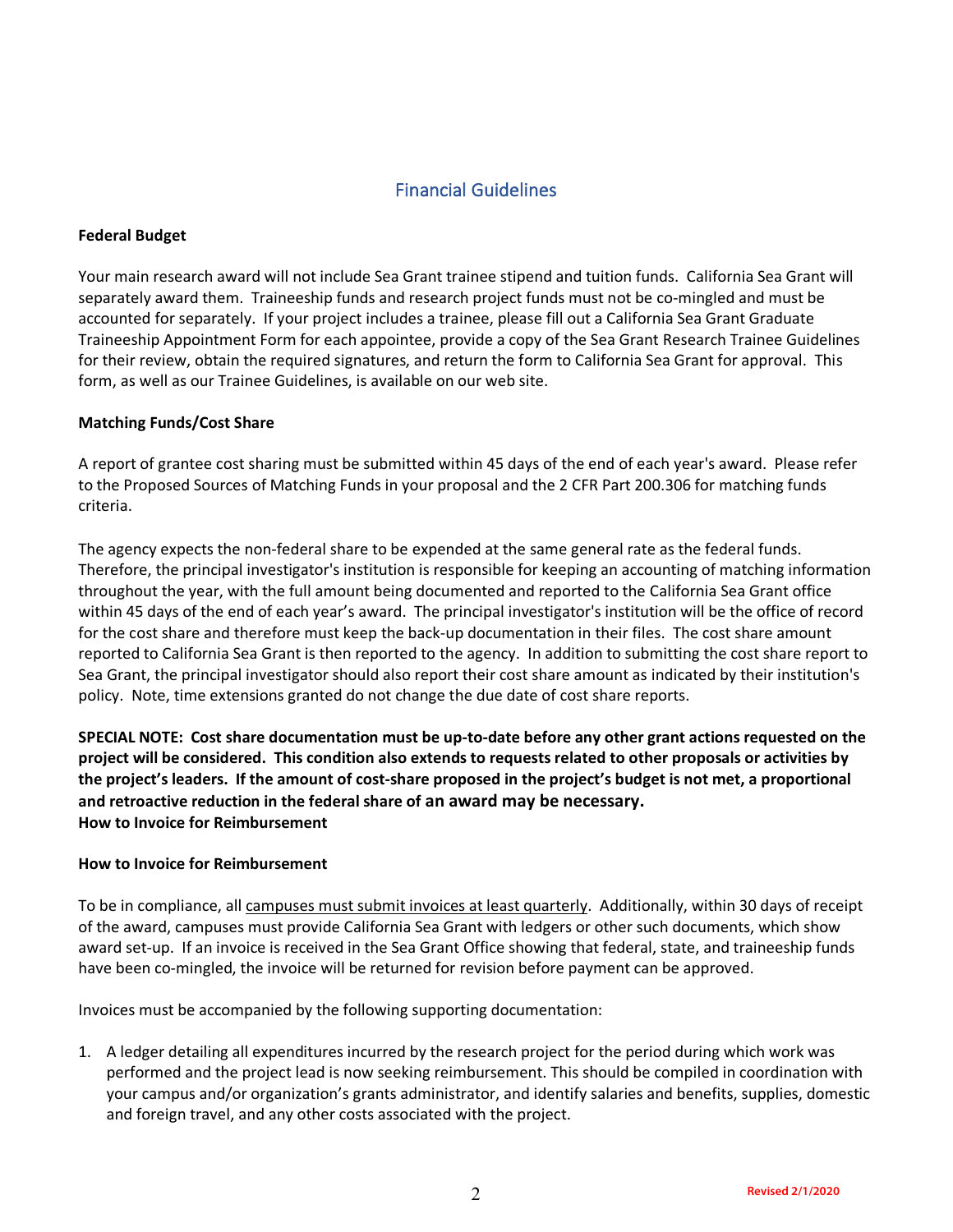## Financial Guidelines

**Federal Budget**

Your main research award will not include Sea Grant trainee stipend and tuition funds. California Sea Grant will separately award them. Traineeship funds and research project funds must not be co-mingled and must be accounted for separately. If your project includes a trainee, please fill out a California Sea Grant Graduate Traineeship Appointment Form for each appointee, provide a copy of the Sea Grant Research Trainee Guidelines for their review, obtain the required signatures, and return the form to California Sea Grant for approval. This form, as well as our Trainee Guidelines, is available on our web site.

**Matching Funds/Cost Share**

A report of grantee cost sharing must be submitted within 45 days of the end of each year's award. Please refer to the Proposed Sources of Matching Funds in your proposal and the 2 CFR Part 200.306 for matching funds criteria.

The agency expects the non-federal share to be expended at the same general rate as the federal funds. Therefore, the principal investigator's institution is responsible for keeping an accounting of matching information throughout the year, with the full amount being documented and reported to the California Sea Grant office within 45 days of the end of each year's award. The principal investigator's institution will be the office of record for the cost share and therefore must keep the back-up documentation in their files. The cost share amount reported to California Sea Grant is then reported to the agency. In addition to submitting the cost share report to Sea Grant, the principal investigator should also report their cost share amount as indicated by their institution's policy. Note, time extensions granted do not change the due date of cost share reports.

**SPECIAL NOTE: Cost share documentation must be up-to-date before any other grant actions requested on the project will be considered. This condition also extends to requests related to other proposals or activities by the project's leaders. If the amount of cost-share proposed in the project's budget is not met, a proportional and retroactive reduction in the federal share of an award may be necessary.**
**How to Invoice for Reimbursement**

**How to Invoice for Reimbursement**

To be in compliance, all campuses must submit invoices at least quarterly. Additionally, within 30 days of receipt of the award, campuses must provide California Sea Grant with ledgers or other such documents, which show award set-up. If an invoice is received in the Sea Grant Office showing that federal, state, and traineeship funds have been co-mingled, the invoice will be returned for revision before payment can be approved.

Invoices must be accompanied by the following supporting documentation:

1. A ledger detailing all expenditures incurred by the research project for the period during which work was performed and the project lead is now seeking reimbursement. This should be compiled in coordination with your campus and/or organization's grants administrator, and identify salaries and benefits, supplies, domestic and foreign travel, and any other costs associated with the project.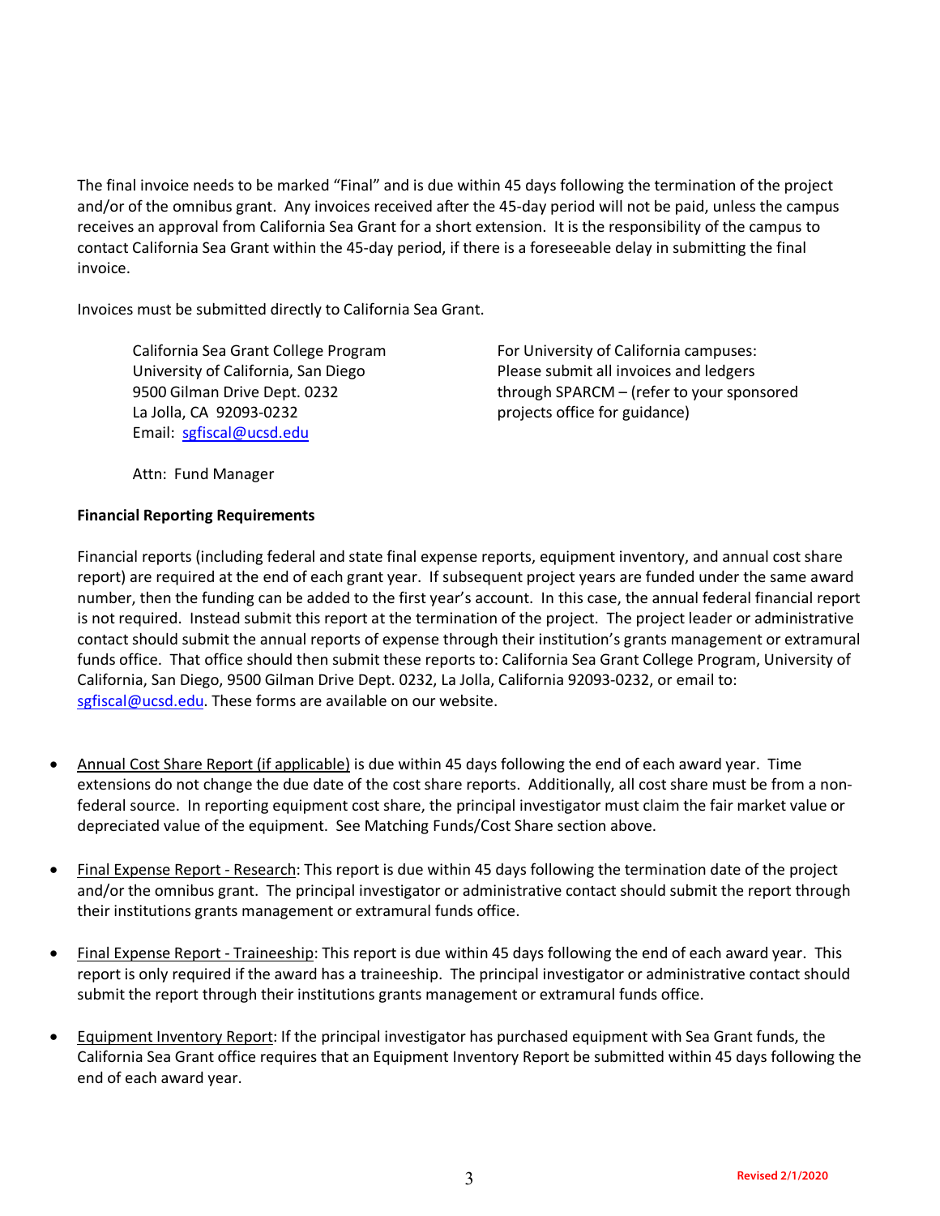The final invoice needs to be marked "Final" and is due within 45 days following the termination of the project and/or of the omnibus grant. Any invoices received after the 45-day period will not be paid, unless the campus receives an approval from California Sea Grant for a short extension. It is the responsibility of the campus to contact California Sea Grant within the 45-day period, if there is a foreseeable delay in submitting the final invoice.

Invoices must be submitted directly to California Sea Grant.

California Sea Grant College Program
University of California, San Diego
9500 Gilman Drive Dept. 0232
La Jolla, CA 92093-0232
Email: sgfiscal@ucsd.edu

Attn: Fund Manager

For University of California campuses: Please submit all invoices and ledgers through SPARCM – (refer to your sponsored projects office for guidance)

**Financial Reporting Requirements**

Financial reports (including federal and state final expense reports, equipment inventory, and annual cost share report) are required at the end of each grant year. If subsequent project years are funded under the same award number, then the funding can be added to the first year's account. In this case, the annual federal financial report is not required. Instead submit this report at the termination of the project. The project leader or administrative contact should submit the annual reports of expense through their institution's grants management or extramural funds office. That office should then submit these reports to: California Sea Grant College Program, University of California, San Diego, 9500 Gilman Drive Dept. 0232, La Jolla, California 92093-0232, or email to: sgfiscal@ucsd.edu. These forms are available on our website.

- Annual Cost Share Report (if applicable) is due within 45 days following the end of each award year. Time extensions do not change the due date of the cost share reports. Additionally, all cost share must be from a non-federal source. In reporting equipment cost share, the principal investigator must claim the fair market value or depreciated value of the equipment. See Matching Funds/Cost Share section above.

- Final Expense Report - Research: This report is due within 45 days following the termination date of the project and/or the omnibus grant. The principal investigator or administrative contact should submit the report through their institutions grants management or extramural funds office.

- Final Expense Report - Traineeship: This report is due within 45 days following the end of each award year. This report is only required if the award has a traineeship. The principal investigator or administrative contact should submit the report through their institutions grants management or extramural funds office.

- Equipment Inventory Report: If the principal investigator has purchased equipment with Sea Grant funds, the California Sea Grant office requires that an Equipment Inventory Report be submitted within 45 days following the end of each award year.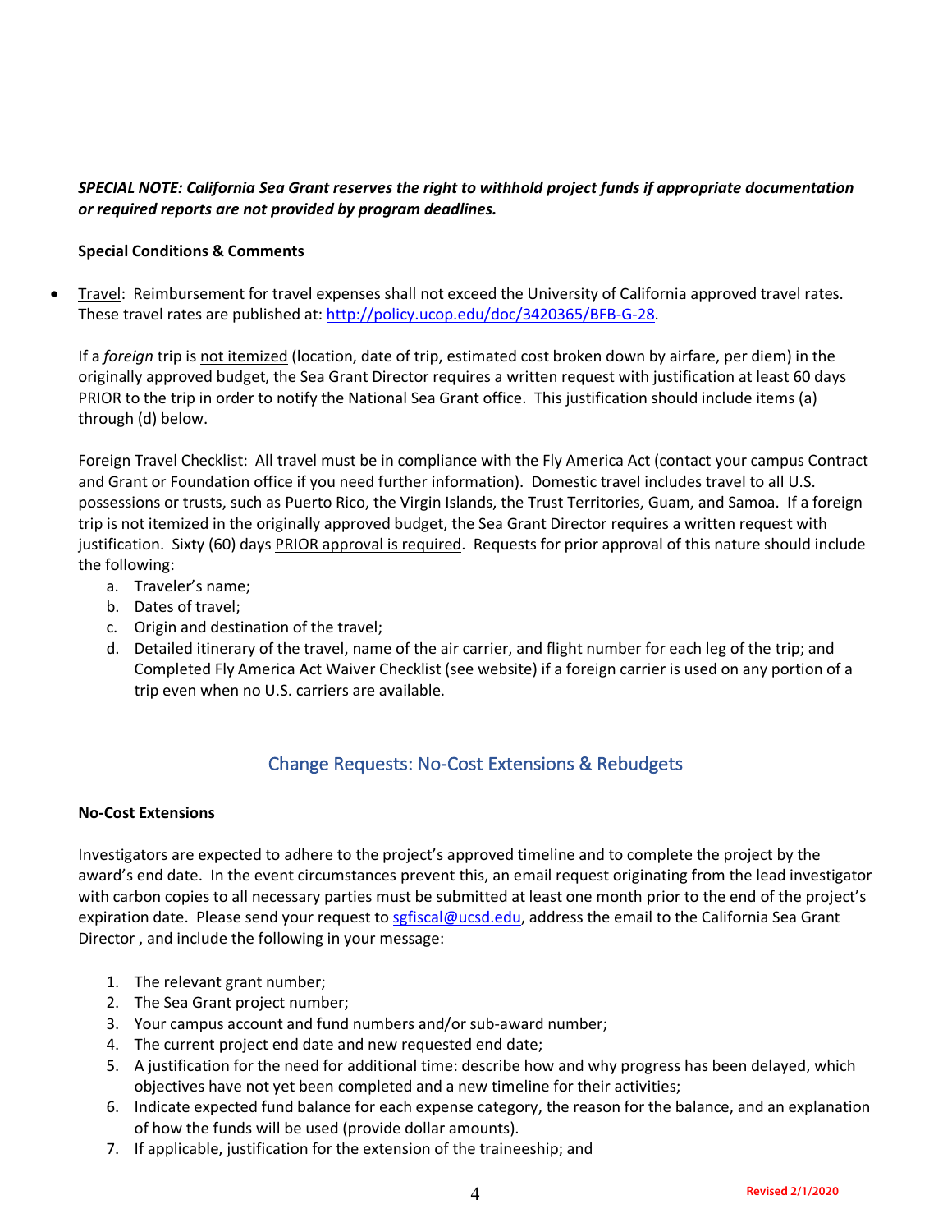***SPECIAL NOTE: California Sea Grant reserves the right to withhold project funds if appropriate documentation or required reports are not provided by program deadlines.***

**Special Conditions & Comments**

- Travel: Reimbursement for travel expenses shall not exceed the University of California approved travel rates. These travel rates are published at: [http://policy.ucop.edu/doc/3420365/BFB-G-28](http://policy.ucop.edu/doc/3420365/BFB-G-28).

  If a *foreign* trip is not itemized (location, date of trip, estimated cost broken down by airfare, per diem) in the originally approved budget, the Sea Grant Director requires a written request with justification at least 60 days PRIOR to the trip in order to notify the National Sea Grant office. This justification should include items (a) through (d) below.

  Foreign Travel Checklist: All travel must be in compliance with the Fly America Act (contact your campus Contract and Grant or Foundation office if you need further information). Domestic travel includes travel to all U.S. possessions or trusts, such as Puerto Rico, the Virgin Islands, the Trust Territories, Guam, and Samoa. If a foreign trip is not itemized in the originally approved budget, the Sea Grant Director requires a written request with justification. Sixty (60) days PRIOR approval is required. Requests for prior approval of this nature should include the following:

  a. Traveler's name;
  b. Dates of travel;
  c. Origin and destination of the travel;
  d. Detailed itinerary of the travel, name of the air carrier, and flight number for each leg of the trip; and Completed Fly America Act Waiver Checklist (see website) if a foreign carrier is used on any portion of a trip even when no U.S. carriers are available.

## Change Requests: No-Cost Extensions & Rebudgets

**No-Cost Extensions**

Investigators are expected to adhere to the project's approved timeline and to complete the project by the award's end date. In the event circumstances prevent this, an email request originating from the lead investigator with carbon copies to all necessary parties must be submitted at least one month prior to the end of the project's expiration date. Please send your request to [sgfiscal@ucsd.edu](mailto:sgfiscal@ucsd.edu), address the email to the California Sea Grant Director , and include the following in your message:

1. The relevant grant number;
2. The Sea Grant project number;
3. Your campus account and fund numbers and/or sub-award number;
4. The current project end date and new requested end date;
5. A justification for the need for additional time: describe how and why progress has been delayed, which objectives have not yet been completed and a new timeline for their activities;
6. Indicate expected fund balance for each expense category, the reason for the balance, and an explanation of how the funds will be used (provide dollar amounts).
7. If applicable, justification for the extension of the traineeship; and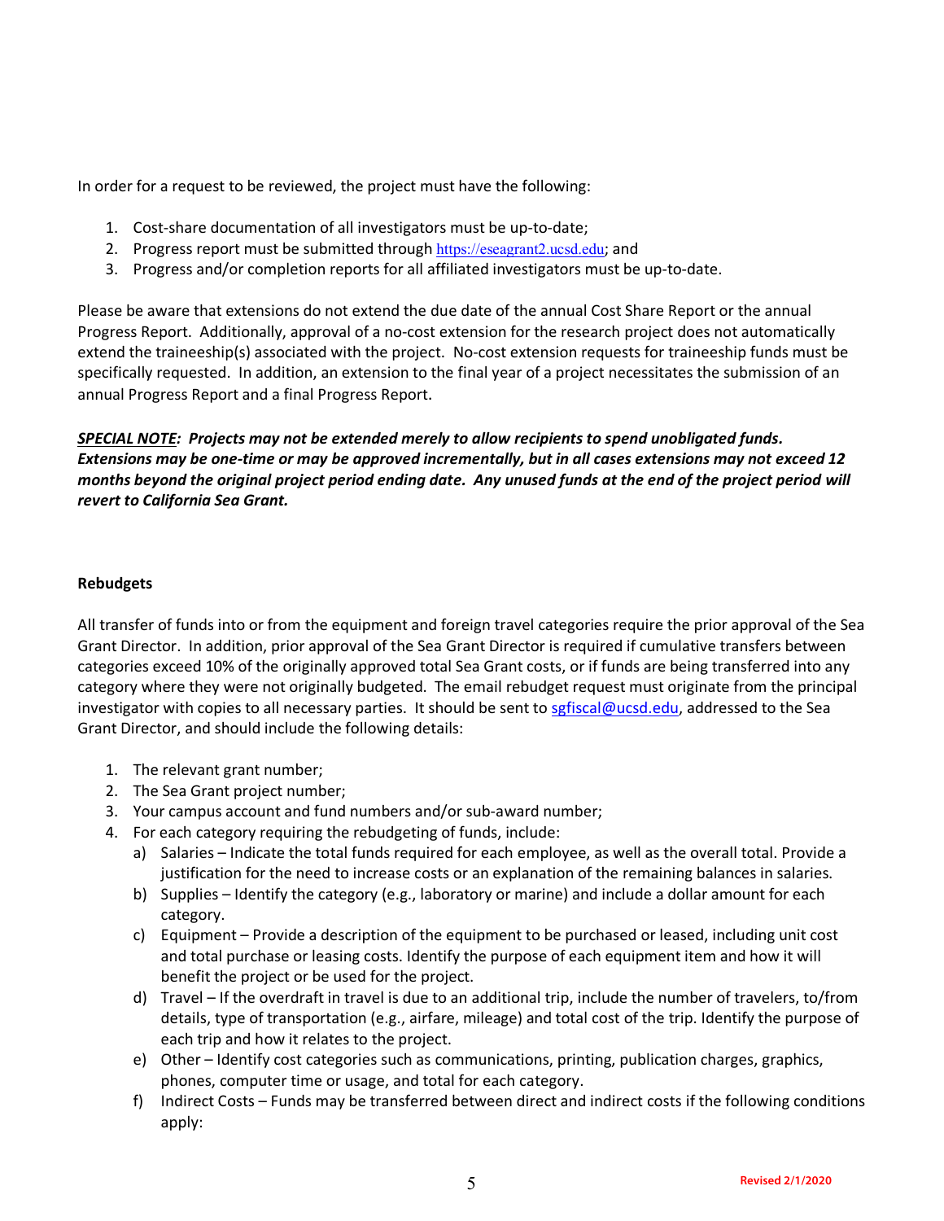In order for a request to be reviewed, the project must have the following:

1. Cost-share documentation of all investigators must be up-to-date;
2. Progress report must be submitted through https://eseagrant2.ucsd.edu; and
3. Progress and/or completion reports for all affiliated investigators must be up-to-date.

Please be aware that extensions do not extend the due date of the annual Cost Share Report or the annual Progress Report. Additionally, approval of a no-cost extension for the research project does not automatically extend the traineeship(s) associated with the project. No-cost extension requests for traineeship funds must be specifically requested. In addition, an extension to the final year of a project necessitates the submission of an annual Progress Report and a final Progress Report.

***<u>SPECIAL NOTE</u>: Projects may not be extended merely to allow recipients to spend unobligated funds. Extensions may be one-time or may be approved incrementally, but in all cases extensions may not exceed 12 months beyond the original project period ending date. Any unused funds at the end of the project period will revert to California Sea Grant.***

**Rebudgets**

All transfer of funds into or from the equipment and foreign travel categories require the prior approval of the Sea Grant Director. In addition, prior approval of the Sea Grant Director is required if cumulative transfers between categories exceed 10% of the originally approved total Sea Grant costs, or if funds are being transferred into any category where they were not originally budgeted. The email rebudget request must originate from the principal investigator with copies to all necessary parties. It should be sent to sgfiscal@ucsd.edu, addressed to the Sea Grant Director, and should include the following details:

1. The relevant grant number;
2. The Sea Grant project number;
3. Your campus account and fund numbers and/or sub-award number;
4. For each category requiring the rebudgeting of funds, include:
   a) Salaries – Indicate the total funds required for each employee, as well as the overall total. Provide a justification for the need to increase costs or an explanation of the remaining balances in salaries.
   b) Supplies – Identify the category (e.g., laboratory or marine) and include a dollar amount for each category.
   c) Equipment – Provide a description of the equipment to be purchased or leased, including unit cost and total purchase or leasing costs. Identify the purpose of each equipment item and how it will benefit the project or be used for the project.
   d) Travel – If the overdraft in travel is due to an additional trip, include the number of travelers, to/from details, type of transportation (e.g., airfare, mileage) and total cost of the trip. Identify the purpose of each trip and how it relates to the project.
   e) Other – Identify cost categories such as communications, printing, publication charges, graphics, phones, computer time or usage, and total for each category.
   f) Indirect Costs – Funds may be transferred between direct and indirect costs if the following conditions apply: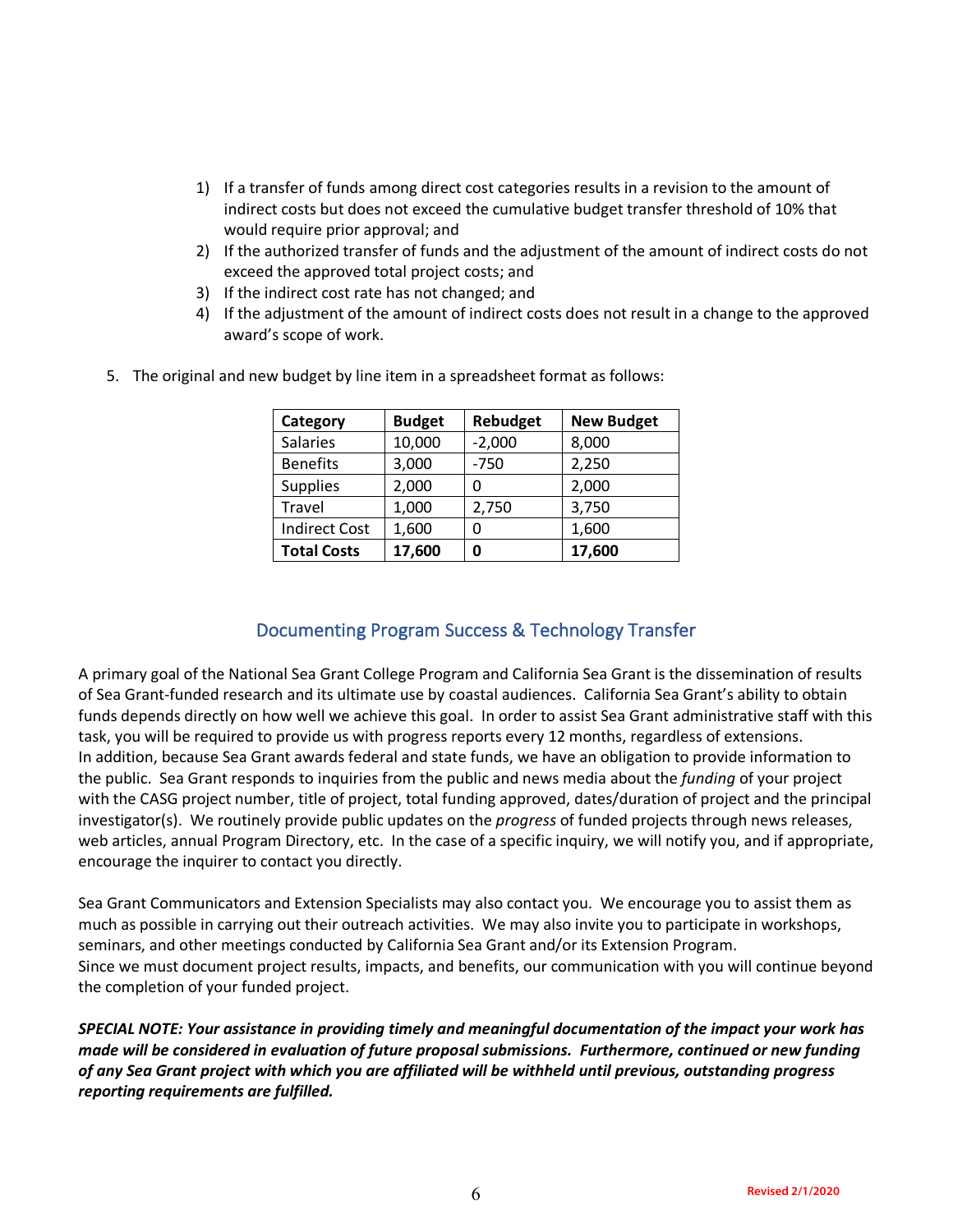1) If a transfer of funds among direct cost categories results in a revision to the amount of indirect costs but does not exceed the cumulative budget transfer threshold of 10% that would require prior approval; and
2) If the authorized transfer of funds and the adjustment of the amount of indirect costs do not exceed the approved total project costs; and
3) If the indirect cost rate has not changed; and
4) If the adjustment of the amount of indirect costs does not result in a change to the approved award's scope of work.

5. The original and new budget by line item in a spreadsheet format as follows:

| Category | Budget | Rebudget | New Budget |
|---|---|---|---|
| Salaries | 10,000 | -2,000 | 8,000 |
| Benefits | 3,000 | -750 | 2,250 |
| Supplies | 2,000 | 0 | 2,000 |
| Travel | 1,000 | 2,750 | 3,750 |
| Indirect Cost | 1,600 | 0 | 1,600 |
| **Total Costs** | **17,600** | **0** | **17,600** |

## Documenting Program Success & Technology Transfer

A primary goal of the National Sea Grant College Program and California Sea Grant is the dissemination of results of Sea Grant-funded research and its ultimate use by coastal audiences. California Sea Grant's ability to obtain funds depends directly on how well we achieve this goal. In order to assist Sea Grant administrative staff with this task, you will be required to provide us with progress reports every 12 months, regardless of extensions. In addition, because Sea Grant awards federal and state funds, we have an obligation to provide information to the public. Sea Grant responds to inquiries from the public and news media about the *funding* of your project with the CASG project number, title of project, total funding approved, dates/duration of project and the principal investigator(s). We routinely provide public updates on the *progress* of funded projects through news releases, web articles, annual Program Directory, etc. In the case of a specific inquiry, we will notify you, and if appropriate, encourage the inquirer to contact you directly.

Sea Grant Communicators and Extension Specialists may also contact you. We encourage you to assist them as much as possible in carrying out their outreach activities. We may also invite you to participate in workshops, seminars, and other meetings conducted by California Sea Grant and/or its Extension Program. Since we must document project results, impacts, and benefits, our communication with you will continue beyond the completion of your funded project.

***SPECIAL NOTE: Your assistance in providing timely and meaningful documentation of the impact your work has made will be considered in evaluation of future proposal submissions. Furthermore, continued or new funding of any Sea Grant project with which you are affiliated will be withheld until previous, outstanding progress reporting requirements are fulfilled.***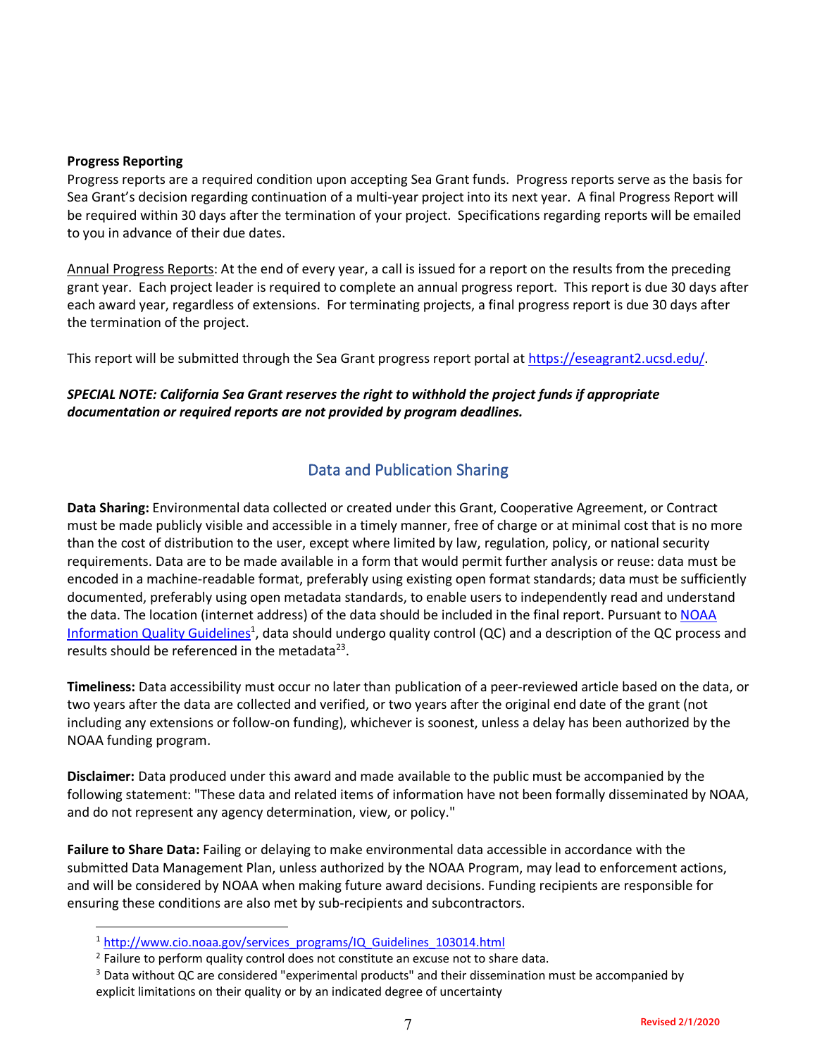**Progress Reporting**

Progress reports are a required condition upon accepting Sea Grant funds. Progress reports serve as the basis for Sea Grant's decision regarding continuation of a multi-year project into its next year. A final Progress Report will be required within 30 days after the termination of your project. Specifications regarding reports will be emailed to you in advance of their due dates.

Annual Progress Reports: At the end of every year, a call is issued for a report on the results from the preceding grant year. Each project leader is required to complete an annual progress report. This report is due 30 days after each award year, regardless of extensions. For terminating projects, a final progress report is due 30 days after the termination of the project.

This report will be submitted through the Sea Grant progress report portal at [https://eseagrant2.ucsd.edu/](https://eseagrant2.ucsd.edu/).

***SPECIAL NOTE: California Sea Grant reserves the right to withhold the project funds if appropriate documentation or required reports are not provided by program deadlines.***

## Data and Publication Sharing

**Data Sharing:** Environmental data collected or created under this Grant, Cooperative Agreement, or Contract must be made publicly visible and accessible in a timely manner, free of charge or at minimal cost that is no more than the cost of distribution to the user, except where limited by law, regulation, policy, or national security requirements. Data are to be made available in a form that would permit further analysis or reuse: data must be encoded in a machine-readable format, preferably using existing open format standards; data must be sufficiently documented, preferably using open metadata standards, to enable users to independently read and understand the data. The location (internet address) of the data should be included in the final report. Pursuant to NOAA Information Quality Guidelines[1], data should undergo quality control (QC) and a description of the QC process and results should be referenced in the metadata[2][3].

**Timeliness:** Data accessibility must occur no later than publication of a peer-reviewed article based on the data, or two years after the data are collected and verified, or two years after the original end date of the grant (not including any extensions or follow-on funding), whichever is soonest, unless a delay has been authorized by the NOAA funding program.

**Disclaimer:** Data produced under this award and made available to the public must be accompanied by the following statement: "These data and related items of information have not been formally disseminated by NOAA, and do not represent any agency determination, view, or policy."

**Failure to Share Data:** Failing or delaying to make environmental data accessible in accordance with the submitted Data Management Plan, unless authorized by the NOAA Program, may lead to enforcement actions, and will be considered by NOAA when making future award decisions. Funding recipients are responsible for ensuring these conditions are also met by sub-recipients and subcontractors.

---

[1] http://www.cio.noaa.gov/services_programs/IQ_Guidelines_103014.html

[2] Failure to perform quality control does not constitute an excuse not to share data.

[3] Data without QC are considered "experimental products" and their dissemination must be accompanied by explicit limitations on their quality or by an indicated degree of uncertainty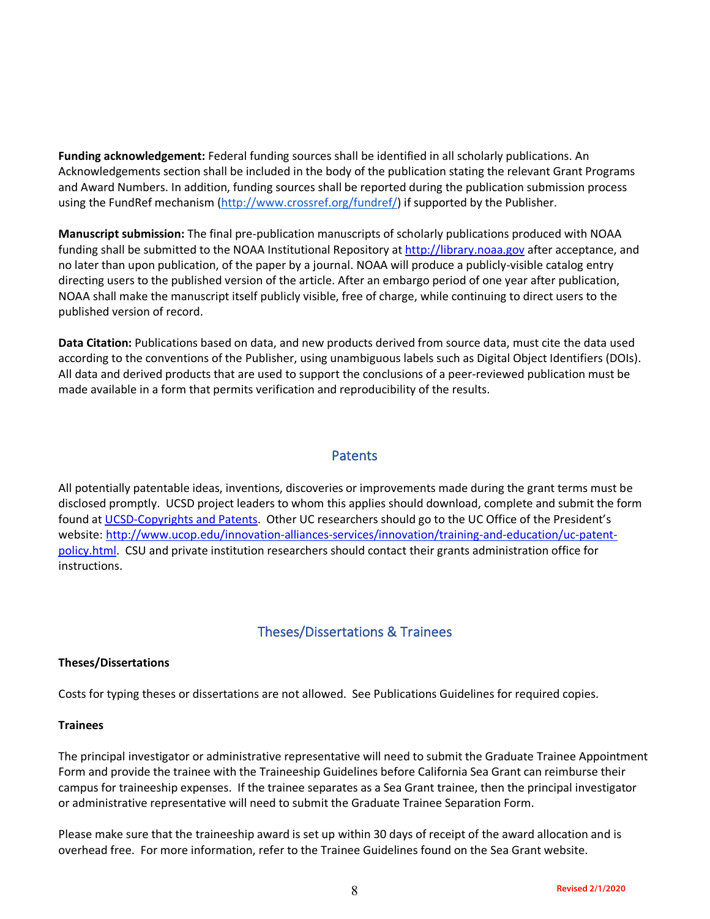**Funding acknowledgement:** Federal funding sources shall be identified in all scholarly publications. An Acknowledgements section shall be included in the body of the publication stating the relevant Grant Programs and Award Numbers. In addition, funding sources shall be reported during the publication submission process using the FundRef mechanism (http://www.crossref.org/fundref/) if supported by the Publisher.

**Manuscript submission:** The final pre-publication manuscripts of scholarly publications produced with NOAA funding shall be submitted to the NOAA Institutional Repository at http://library.noaa.gov after acceptance, and no later than upon publication, of the paper by a journal. NOAA will produce a publicly-visible catalog entry directing users to the published version of the article. After an embargo period of one year after publication, NOAA shall make the manuscript itself publicly visible, free of charge, while continuing to direct users to the published version of record.

**Data Citation:** Publications based on data, and new products derived from source data, must cite the data used according to the conventions of the Publisher, using unambiguous labels such as Digital Object Identifiers (DOIs). All data and derived products that are used to support the conclusions of a peer-reviewed publication must be made available in a form that permits verification and reproducibility of the results.

## Patents

All potentially patentable ideas, inventions, discoveries or improvements made during the grant terms must be disclosed promptly. UCSD project leaders to whom this applies should download, complete and submit the form found at UCSD-Copyrights and Patents. Other UC researchers should go to the UC Office of the President's website: http://www.ucop.edu/innovation-alliances-services/innovation/training-and-education/uc-patent-policy.html. CSU and private institution researchers should contact their grants administration office for instructions.

## Theses/Dissertations & Trainees

**Theses/Dissertations**

Costs for typing theses or dissertations are not allowed. See Publications Guidelines for required copies.

**Trainees**

The principal investigator or administrative representative will need to submit the Graduate Trainee Appointment Form and provide the trainee with the Traineeship Guidelines before California Sea Grant can reimburse their campus for traineeship expenses. If the trainee separates as a Sea Grant trainee, then the principal investigator or administrative representative will need to submit the Graduate Trainee Separation Form.

Please make sure that the traineeship award is set up within 30 days of receipt of the award allocation and is overhead free. For more information, refer to the Trainee Guidelines found on the Sea Grant website.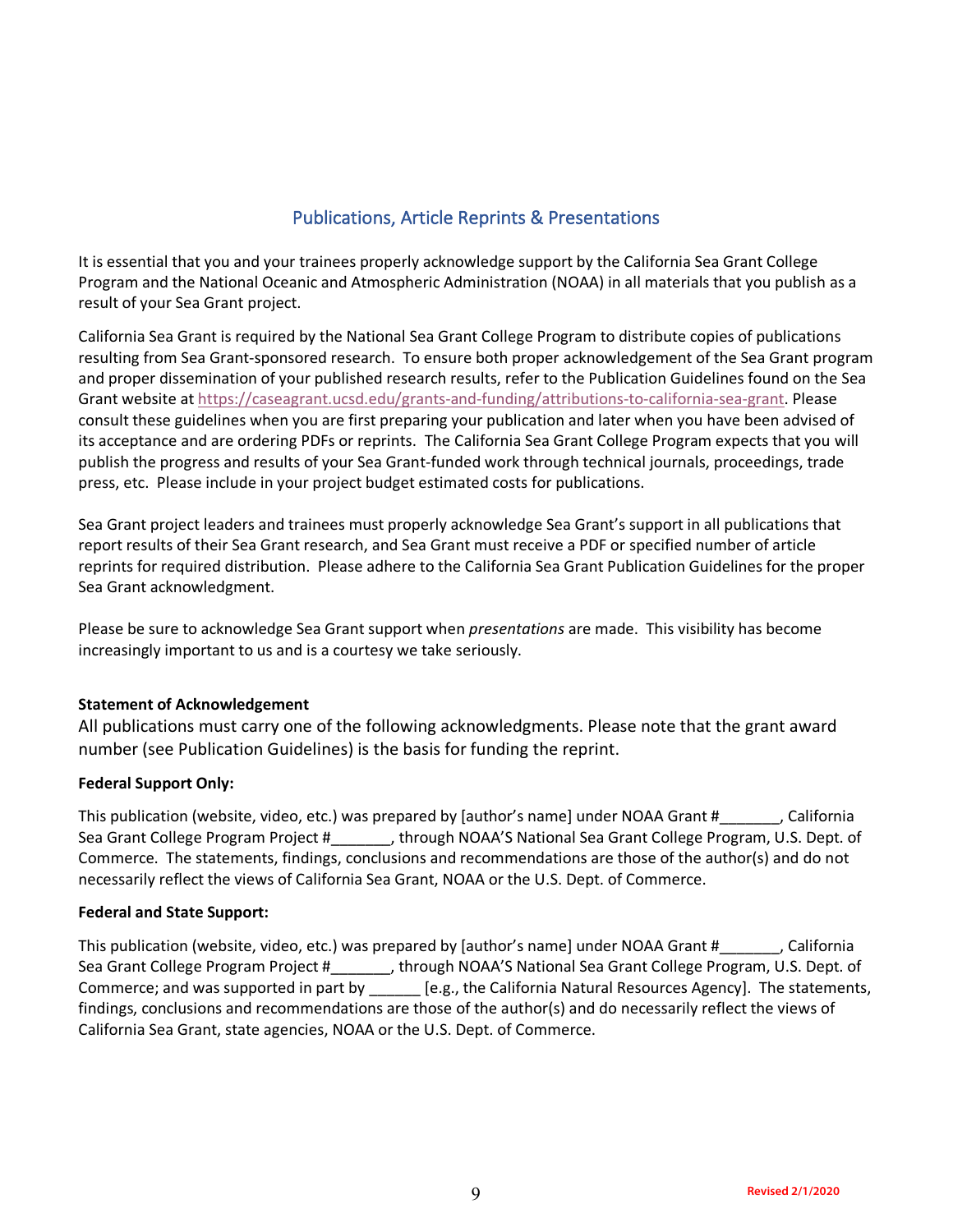## Publications, Article Reprints & Presentations

It is essential that you and your trainees properly acknowledge support by the California Sea Grant College Program and the National Oceanic and Atmospheric Administration (NOAA) in all materials that you publish as a result of your Sea Grant project.

California Sea Grant is required by the National Sea Grant College Program to distribute copies of publications resulting from Sea Grant-sponsored research. To ensure both proper acknowledgement of the Sea Grant program and proper dissemination of your published research results, refer to the Publication Guidelines found on the Sea Grant website at https://caseagrant.ucsd.edu/grants-and-funding/attributions-to-california-sea-grant. Please consult these guidelines when you are first preparing your publication and later when you have been advised of its acceptance and are ordering PDFs or reprints. The California Sea Grant College Program expects that you will publish the progress and results of your Sea Grant-funded work through technical journals, proceedings, trade press, etc. Please include in your project budget estimated costs for publications.

Sea Grant project leaders and trainees must properly acknowledge Sea Grant's support in all publications that report results of their Sea Grant research, and Sea Grant must receive a PDF or specified number of article reprints for required distribution. Please adhere to the California Sea Grant Publication Guidelines for the proper Sea Grant acknowledgment.

Please be sure to acknowledge Sea Grant support when *presentations* are made. This visibility has become increasingly important to us and is a courtesy we take seriously.

**Statement of Acknowledgement**

All publications must carry one of the following acknowledgments. Please note that the grant award number (see Publication Guidelines) is the basis for funding the reprint.

**Federal Support Only:**

This publication (website, video, etc.) was prepared by [author's name] under NOAA Grant #_______, California Sea Grant College Program Project #_______, through NOAA'S National Sea Grant College Program, U.S. Dept. of Commerce. The statements, findings, conclusions and recommendations are those of the author(s) and do not necessarily reflect the views of California Sea Grant, NOAA or the U.S. Dept. of Commerce.

**Federal and State Support:**

This publication (website, video, etc.) was prepared by [author's name] under NOAA Grant #_______, California Sea Grant College Program Project #_______, through NOAA'S National Sea Grant College Program, U.S. Dept. of Commerce; and was supported in part by ______ [e.g., the California Natural Resources Agency]. The statements, findings, conclusions and recommendations are those of the author(s) and do necessarily reflect the views of California Sea Grant, state agencies, NOAA or the U.S. Dept. of Commerce.

Revised 2/1/2020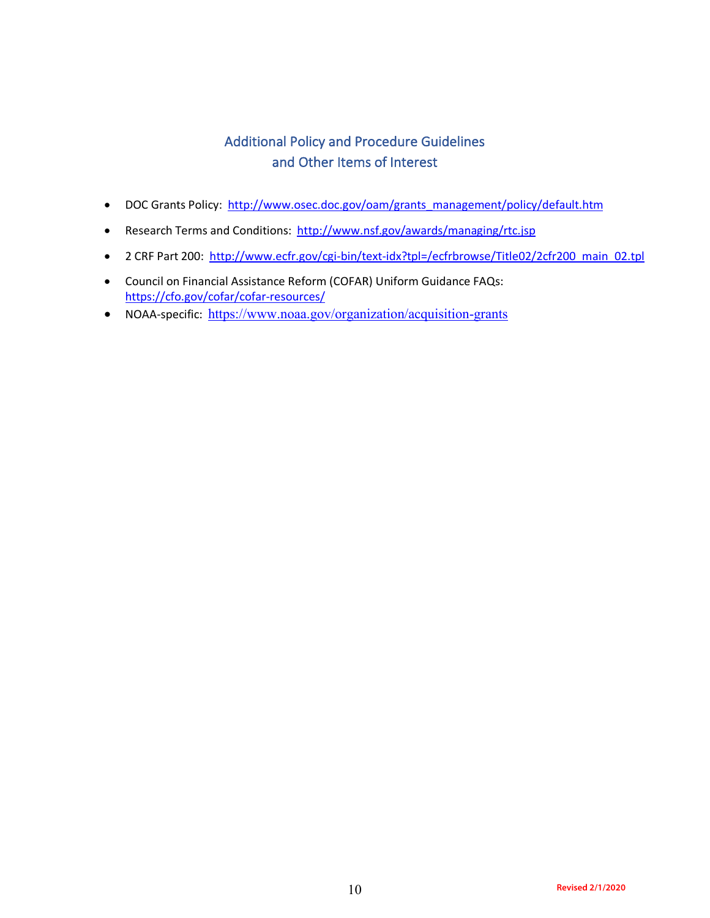## Additional Policy and Procedure Guidelines and Other Items of Interest

- DOC Grants Policy: http://www.osec.doc.gov/oam/grants_management/policy/default.htm
- Research Terms and Conditions: http://www.nsf.gov/awards/managing/rtc.jsp
- 2 CRF Part 200: http://www.ecfr.gov/cgi-bin/text-idx?tpl=/ecfrbrowse/Title02/2cfr200_main_02.tpl
- Council on Financial Assistance Reform (COFAR) Uniform Guidance FAQs: https://cfo.gov/cofar/cofar-resources/
- NOAA-specific: https://www.noaa.gov/organization/acquisition-grants

Revised 2/1/2020